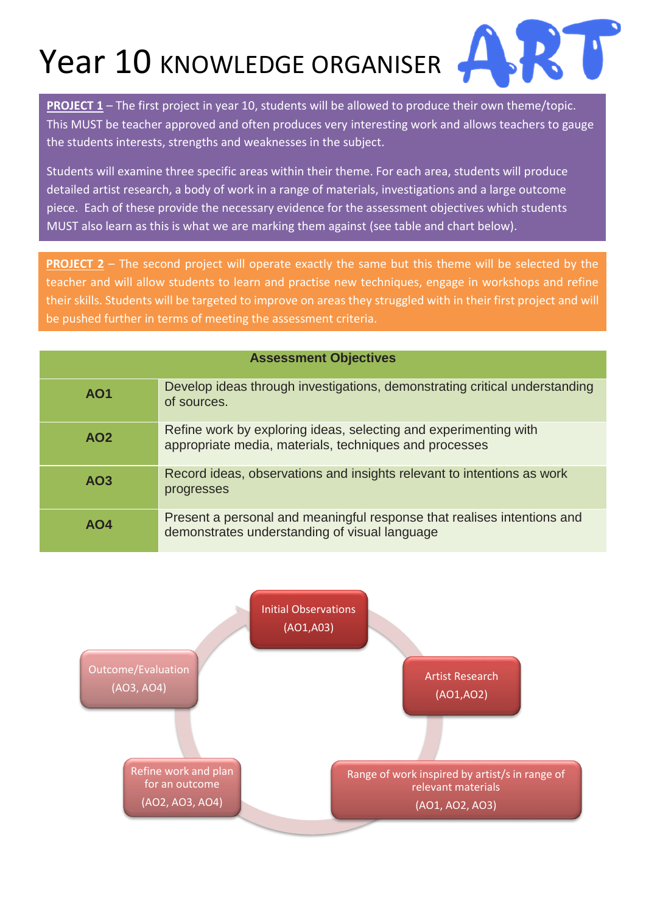# Year 10 KNOWLEDGE ORGANISER ART

**PROJECT 1** – The first project in year 10, students will be allowed to produce their own theme/topic. This MUST be teacher approved and often produces very interesting work and allows teachers to gauge the students interests, strengths and weaknesses in the subject.

Students will examine three specific areas within their theme. For each area, students will produce detailed artist research, a body of work in a range of materials, investigations and a large outcome piece. Each of these provide the necessary evidence for the assessment objectives which students MUST also learn as this is what we are marking them against (see table and chart below).

**PROJECT 2** – The second project will operate exactly the same but this theme will be selected by the teacher and will allow students to learn and practise new techniques, engage in workshops and refine their skills. Students will be targeted to improve on areas they struggled with in their first project and will be pushed further in terms of meeting the assessment criteria.

| Assessment Objectives | |
|---|---|
| **AO1** | Develop ideas through investigations, demonstrating critical understanding of sources. |
| **AO2** | Refine work by exploring ideas, selecting and experimenting with appropriate media, materials, techniques and processes |
| **AO3** | Record ideas, observations and insights relevant to intentions as work progresses |
| **AO4** | Present a personal and meaningful response that realises intentions and demonstrates understanding of visual language |

- Initial Observations (AO1,A03)
- Artist Research (AO1,AO2)
- Range of work inspired by artist/s in range of relevant materials (AO1, AO2, AO3)
- Refine work and plan for an outcome (AO2, AO3, AO4)
- Outcome/Evaluation (AO3, AO4)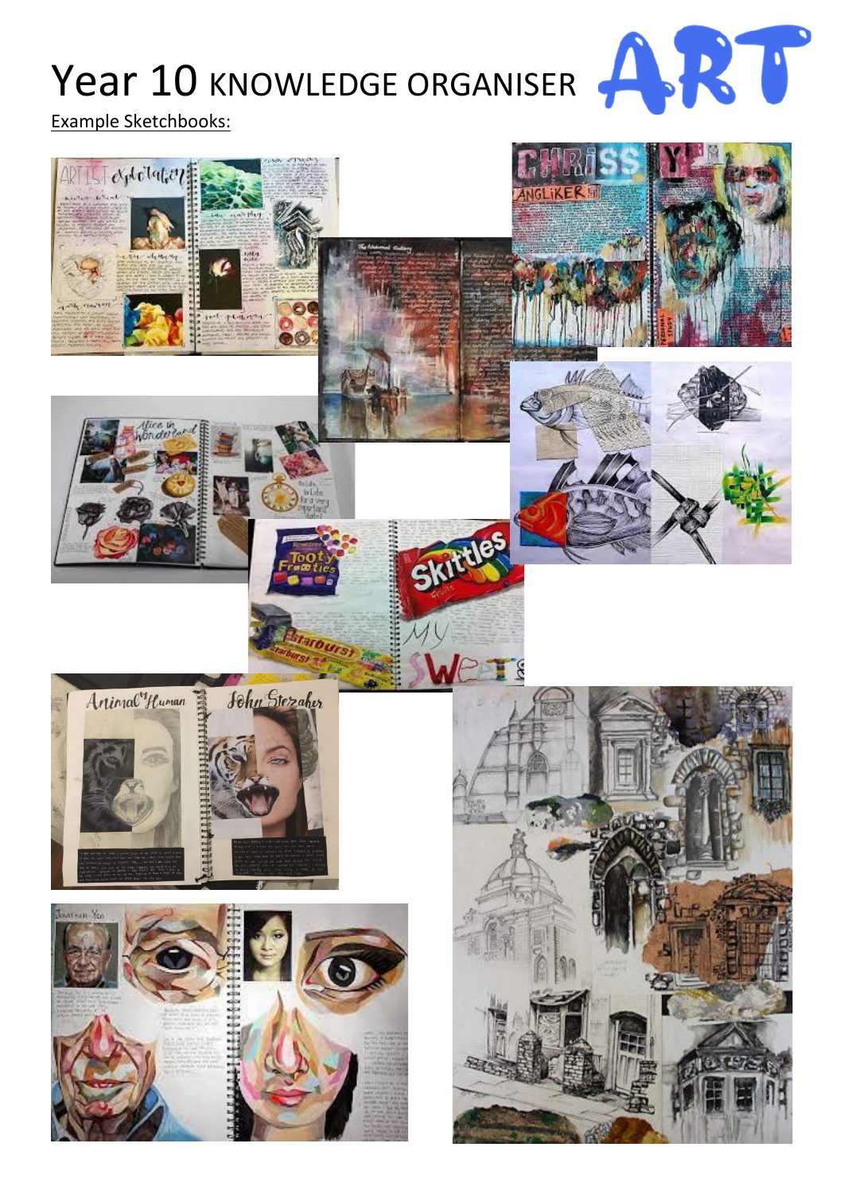# Year 10 KNOWLEDGE ORGANISER ART

Example Sketchbooks: